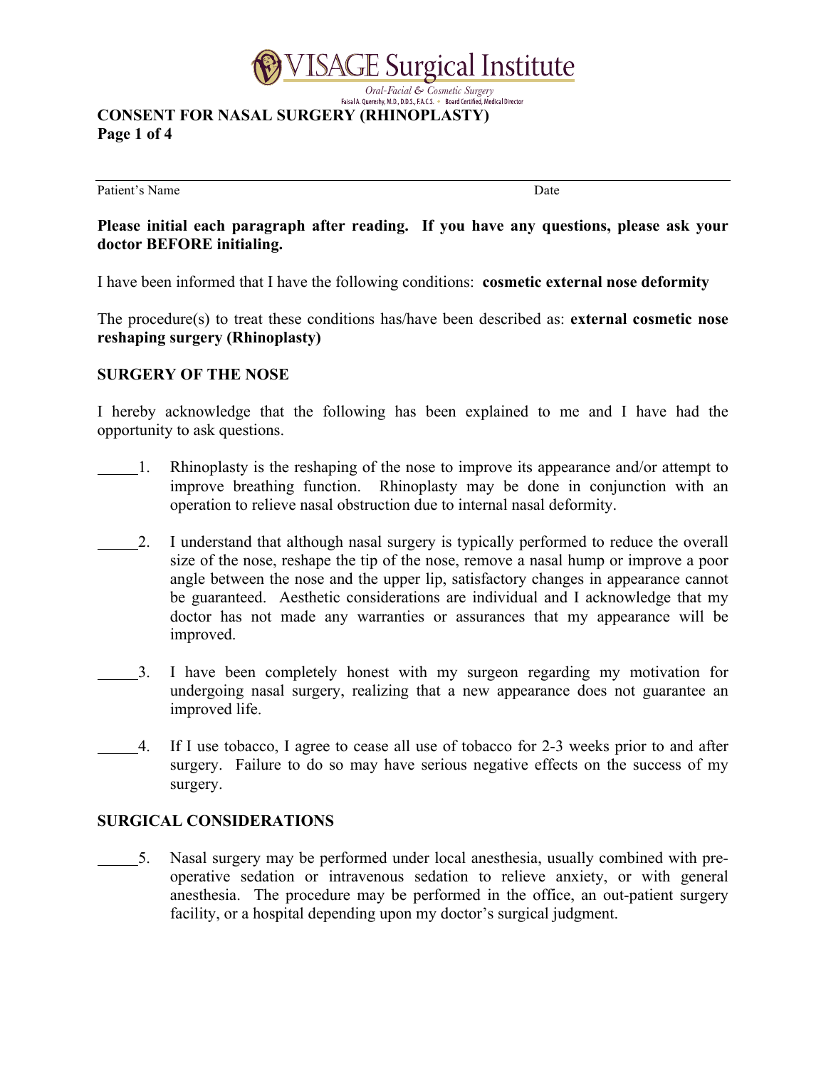VISAGE Surgical Institute

*Oral-Facial & Cosmetic Surgery*

Faisal A. Quereshy, M.D., D.D.S., F.A.C.S. • Board Certified, Medical Director

**CONSENT FOR NASAL SURGERY (RHINOPLASTY)**
**Page 1 of 4**

Patient's Name Date

**Please initial each paragraph after reading. If you have any questions, please ask your doctor BEFORE initialing.**

I have been informed that I have the following conditions: **cosmetic external nose deformity**

The procedure(s) to treat these conditions has/have been described as: **external cosmetic nose reshaping surgery (Rhinoplasty)**

**SURGERY OF THE NOSE**

I hereby acknowledge that the following has been explained to me and I have had the opportunity to ask questions.

_____1. Rhinoplasty is the reshaping of the nose to improve its appearance and/or attempt to improve breathing function. Rhinoplasty may be done in conjunction with an operation to relieve nasal obstruction due to internal nasal deformity.

_____2. I understand that although nasal surgery is typically performed to reduce the overall size of the nose, reshape the tip of the nose, remove a nasal hump or improve a poor angle between the nose and the upper lip, satisfactory changes in appearance cannot be guaranteed. Aesthetic considerations are individual and I acknowledge that my doctor has not made any warranties or assurances that my appearance will be improved.

_____3. I have been completely honest with my surgeon regarding my motivation for undergoing nasal surgery, realizing that a new appearance does not guarantee an improved life.

_____4. If I use tobacco, I agree to cease all use of tobacco for 2-3 weeks prior to and after surgery. Failure to do so may have serious negative effects on the success of my surgery.

**SURGICAL CONSIDERATIONS**

_____5. Nasal surgery may be performed under local anesthesia, usually combined with pre-operative sedation or intravenous sedation to relieve anxiety, or with general anesthesia. The procedure may be performed in the office, an out-patient surgery facility, or a hospital depending upon my doctor's surgical judgment.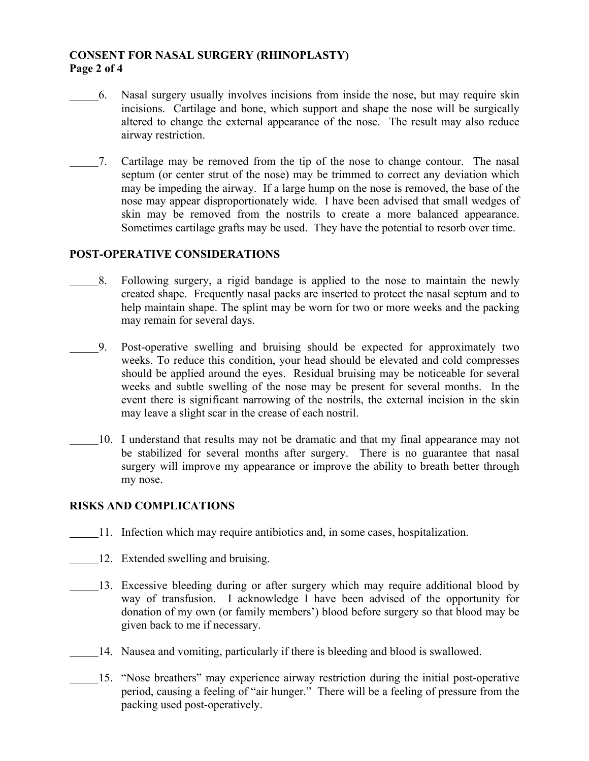**CONSENT FOR NASAL SURGERY (RHINOPLASTY)**
**Page 2 of 4**

_____6. Nasal surgery usually involves incisions from inside the nose, but may require skin incisions. Cartilage and bone, which support and shape the nose will be surgically altered to change the external appearance of the nose. The result may also reduce airway restriction.

_____7. Cartilage may be removed from the tip of the nose to change contour. The nasal septum (or center strut of the nose) may be trimmed to correct any deviation which may be impeding the airway. If a large hump on the nose is removed, the base of the nose may appear disproportionately wide. I have been advised that small wedges of skin may be removed from the nostrils to create a more balanced appearance. Sometimes cartilage grafts may be used. They have the potential to resorb over time.

## POST-OPERATIVE CONSIDERATIONS

_____8. Following surgery, a rigid bandage is applied to the nose to maintain the newly created shape. Frequently nasal packs are inserted to protect the nasal septum and to help maintain shape. The splint may be worn for two or more weeks and the packing may remain for several days.

_____9. Post-operative swelling and bruising should be expected for approximately two weeks. To reduce this condition, your head should be elevated and cold compresses should be applied around the eyes. Residual bruising may be noticeable for several weeks and subtle swelling of the nose may be present for several months. In the event there is significant narrowing of the nostrils, the external incision in the skin may leave a slight scar in the crease of each nostril.

_____10. I understand that results may not be dramatic and that my final appearance may not be stabilized for several months after surgery. There is no guarantee that nasal surgery will improve my appearance or improve the ability to breath better through my nose.

## RISKS AND COMPLICATIONS

_____11. Infection which may require antibiotics and, in some cases, hospitalization.

_____12. Extended swelling and bruising.

_____13. Excessive bleeding during or after surgery which may require additional blood by way of transfusion. I acknowledge I have been advised of the opportunity for donation of my own (or family members') blood before surgery so that blood may be given back to me if necessary.

_____14. Nausea and vomiting, particularly if there is bleeding and blood is swallowed.

_____15. "Nose breathers" may experience airway restriction during the initial post-operative period, causing a feeling of "air hunger." There will be a feeling of pressure from the packing used post-operatively.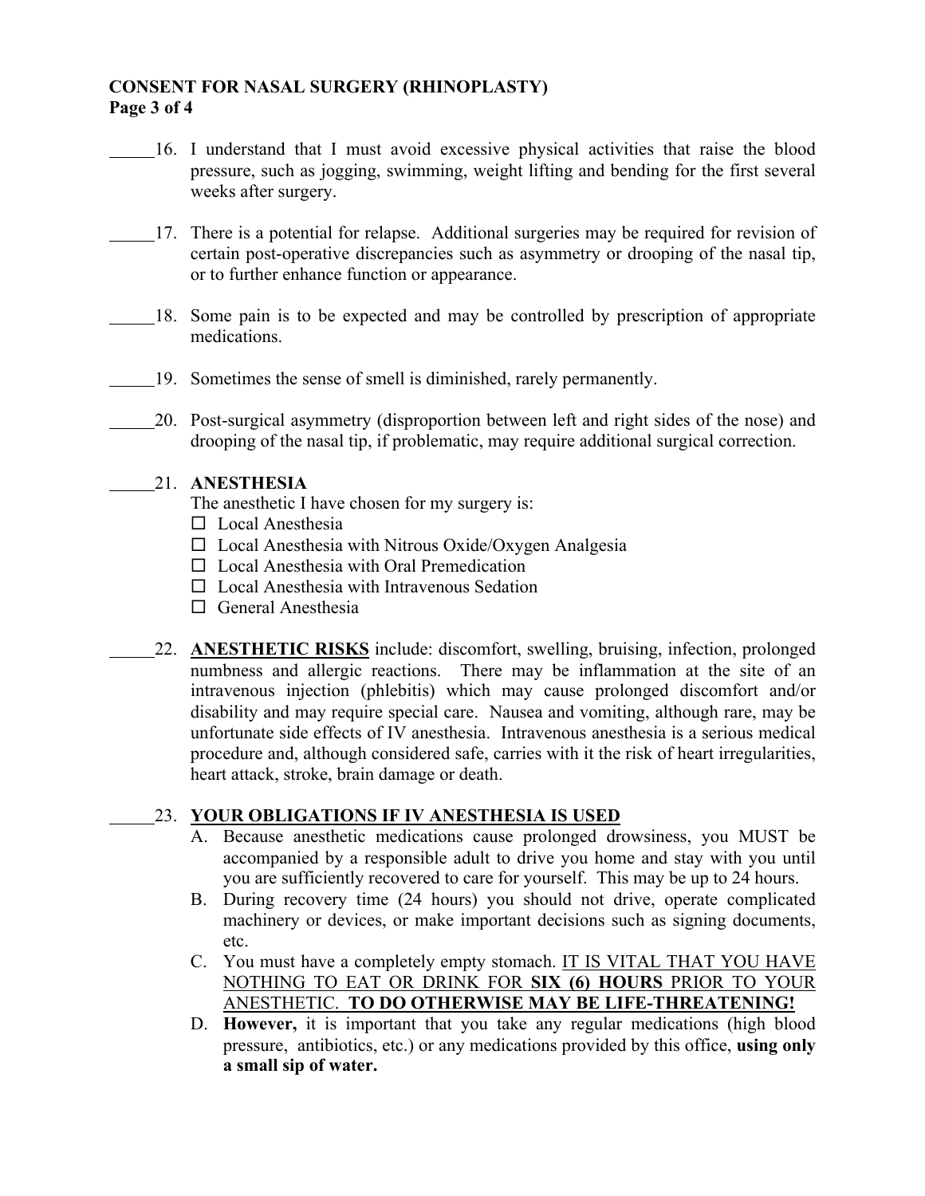# CONSENT FOR NASAL SURGERY (RHINOPLASTY)

**Page 3 of 4**

_____16. I understand that I must avoid excessive physical activities that raise the blood pressure, such as jogging, swimming, weight lifting and bending for the first several weeks after surgery.

_____17. There is a potential for relapse. Additional surgeries may be required for revision of certain post-operative discrepancies such as asymmetry or drooping of the nasal tip, or to further enhance function or appearance.

_____18. Some pain is to be expected and may be controlled by prescription of appropriate medications.

_____19. Sometimes the sense of smell is diminished, rarely permanently.

_____20. Post-surgical asymmetry (disproportion between left and right sides of the nose) and drooping of the nasal tip, if problematic, may require additional surgical correction.

_____21. **ANESTHESIA**

The anesthetic I have chosen for my surgery is:

- ☐ Local Anesthesia
- ☐ Local Anesthesia with Nitrous Oxide/Oxygen Analgesia
- ☐ Local Anesthesia with Oral Premedication
- ☐ Local Anesthesia with Intravenous Sedation
- ☐ General Anesthesia

_____22. **<u>ANESTHETIC RISKS</u>** include: discomfort, swelling, bruising, infection, prolonged numbness and allergic reactions. There may be inflammation at the site of an intravenous injection (phlebitis) which may cause prolonged discomfort and/or disability and may require special care. Nausea and vomiting, although rare, may be unfortunate side effects of IV anesthesia. Intravenous anesthesia is a serious medical procedure and, although considered safe, carries with it the risk of heart irregularities, heart attack, stroke, brain damage or death.

_____23. **<u>YOUR OBLIGATIONS IF IV ANESTHESIA IS USED</u>**

A. Because anesthetic medications cause prolonged drowsiness, you MUST be accompanied by a responsible adult to drive you home and stay with you until you are sufficiently recovered to care for yourself. This may be up to 24 hours.

B. During recovery time (24 hours) you should not drive, operate complicated machinery or devices, or make important decisions such as signing documents, etc.

C. You must have a completely empty stomach. <u>IT IS VITAL THAT YOU HAVE NOTHING TO EAT OR DRINK FOR **SIX (6) HOURS** PRIOR TO YOUR ANESTHETIC. **TO DO OTHERWISE MAY BE LIFE-THREATENING!**</u>

D. **However,** it is important that you take any regular medications (high blood pressure, antibiotics, etc.) or any medications provided by this office, **using only a small sip of water.**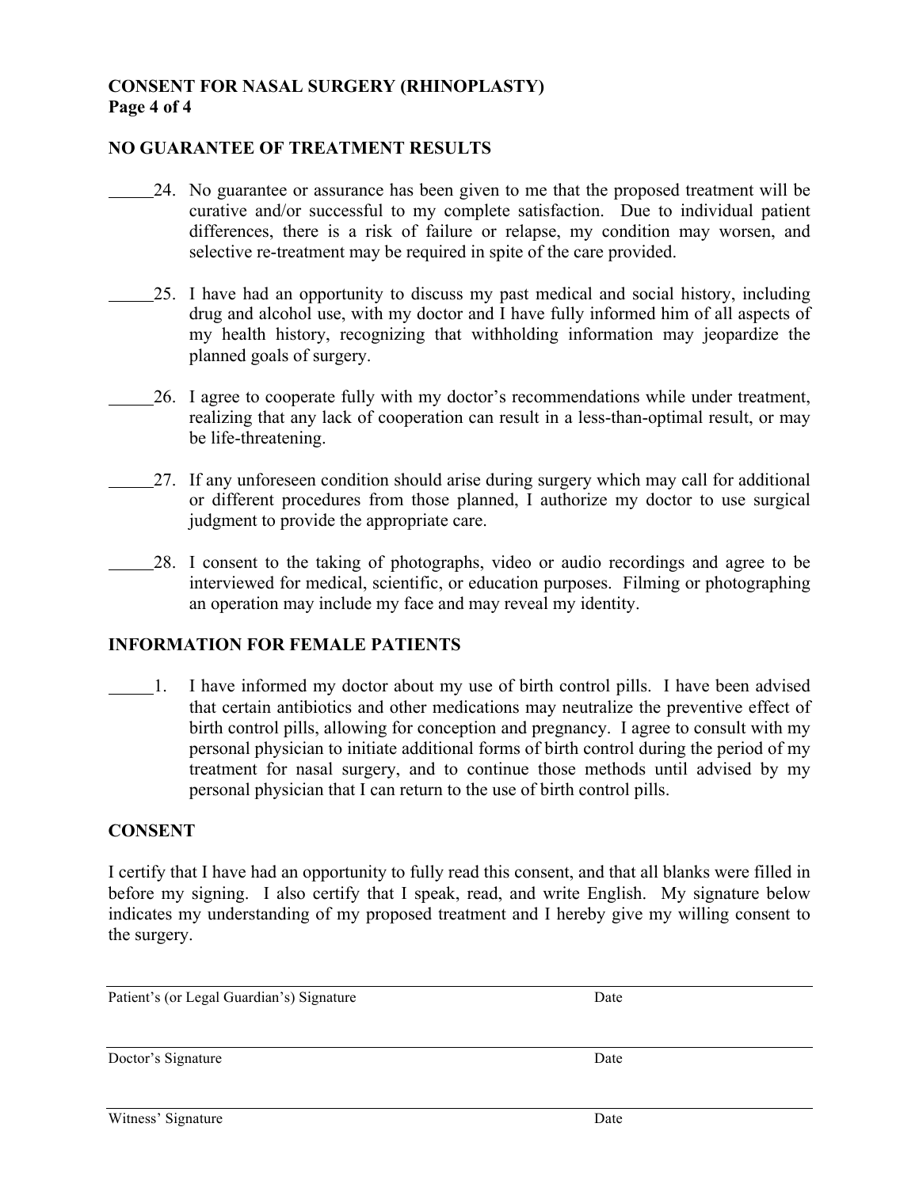## CONSENT FOR NASAL SURGERY (RHINOPLASTY)

### NO GUARANTEE OF TREATMENT RESULTS

_____24. No guarantee or assurance has been given to me that the proposed treatment will be curative and/or successful to my complete satisfaction. Due to individual patient differences, there is a risk of failure or relapse, my condition may worsen, and selective re-treatment may be required in spite of the care provided.

_____25. I have had an opportunity to discuss my past medical and social history, including drug and alcohol use, with my doctor and I have fully informed him of all aspects of my health history, recognizing that withholding information may jeopardize the planned goals of surgery.

_____26. I agree to cooperate fully with my doctor's recommendations while under treatment, realizing that any lack of cooperation can result in a less-than-optimal result, or may be life-threatening.

_____27. If any unforeseen condition should arise during surgery which may call for additional or different procedures from those planned, I authorize my doctor to use surgical judgment to provide the appropriate care.

_____28. I consent to the taking of photographs, video or audio recordings and agree to be interviewed for medical, scientific, or education purposes. Filming or photographing an operation may include my face and may reveal my identity.

### INFORMATION FOR FEMALE PATIENTS

_____1. I have informed my doctor about my use of birth control pills. I have been advised that certain antibiotics and other medications may neutralize the preventive effect of birth control pills, allowing for conception and pregnancy. I agree to consult with my personal physician to initiate additional forms of birth control during the period of my treatment for nasal surgery, and to continue those methods until advised by my personal physician that I can return to the use of birth control pills.

### CONSENT

I certify that I have had an opportunity to fully read this consent, and that all blanks were filled in before my signing. I also certify that I speak, read, and write English. My signature below indicates my understanding of my proposed treatment and I hereby give my willing consent to the surgery.

_______________________________________________________________
Patient's (or Legal Guardian's) Signature　　　　　　　　Date

_______________________________________________________________
Doctor's Signature　　　　　　　　　　　　　　　　　　Date

_______________________________________________________________
Witness' Signature　　　　　　　　　　　　　　　　　　Date